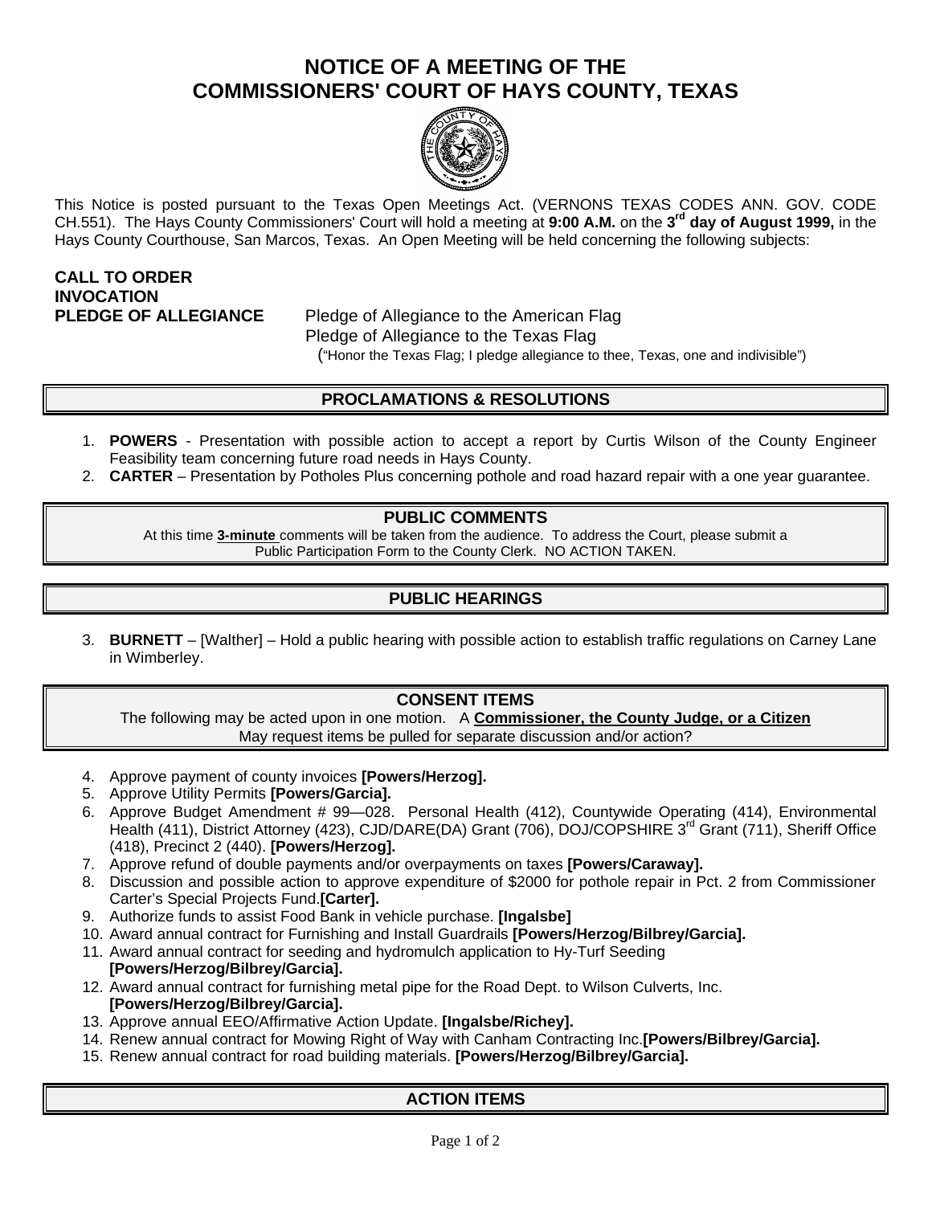# NOTICE OF A MEETING OF THE COMMISSIONERS' COURT OF HAYS COUNTY, TEXAS

This Notice is posted pursuant to the Texas Open Meetings Act. (VERNONS TEXAS CODES ANN. GOV. CODE CH.551). The Hays County Commissioners' Court will hold a meeting at **9:00 A.M.** on the **3rd day of August 1999,** in the Hays County Courthouse, San Marcos, Texas. An Open Meeting will be held concerning the following subjects:

**CALL TO ORDER**

**INVOCATION**

**PLEDGE OF ALLEGIANCE** Pledge of Allegiance to the American Flag
Pledge of Allegiance to the Texas Flag
("Honor the Texas Flag; I pledge allegiance to thee, Texas, one and indivisible")

## PROCLAMATIONS & RESOLUTIONS

1. **POWERS** - Presentation with possible action to accept a report by Curtis Wilson of the County Engineer Feasibility team concerning future road needs in Hays County.
2. **CARTER** – Presentation by Potholes Plus concerning pothole and road hazard repair with a one year guarantee.

## PUBLIC COMMENTS

At this time **3-minute** comments will be taken from the audience. To address the Court, please submit a Public Participation Form to the County Clerk. NO ACTION TAKEN.

## PUBLIC HEARINGS

3. **BURNETT** – [Walther] – Hold a public hearing with possible action to establish traffic regulations on Carney Lane in Wimberley.

## CONSENT ITEMS

The following may be acted upon in one motion. A **Commissioner, the County Judge, or a Citizen** May request items be pulled for separate discussion and/or action?

4. Approve payment of county invoices **[Powers/Herzog].**
5. Approve Utility Permits **[Powers/Garcia].**
6. Approve Budget Amendment # 99—028. Personal Health (412), Countywide Operating (414), Environmental Health (411), District Attorney (423), CJD/DARE(DA) Grant (706), DOJ/COPSHIRE 3rd Grant (711), Sheriff Office (418), Precinct 2 (440). **[Powers/Herzog].**
7. Approve refund of double payments and/or overpayments on taxes **[Powers/Caraway].**
8. Discussion and possible action to approve expenditure of $2000 for pothole repair in Pct. 2 from Commissioner Carter's Special Projects Fund.**[Carter].**
9. Authorize funds to assist Food Bank in vehicle purchase. **[Ingalsbe]**
10. Award annual contract for Furnishing and Install Guardrails **[Powers/Herzog/Bilbrey/Garcia].**
11. Award annual contract for seeding and hydromulch application to Hy-Turf Seeding **[Powers/Herzog/Bilbrey/Garcia].**
12. Award annual contract for furnishing metal pipe for the Road Dept. to Wilson Culverts, Inc. **[Powers/Herzog/Bilbrey/Garcia].**
13. Approve annual EEO/Affirmative Action Update. **[Ingalsbe/Richey].**
14. Renew annual contract for Mowing Right of Way with Canham Contracting Inc.**[Powers/Bilbrey/Garcia].**
15. Renew annual contract for road building materials. **[Powers/Herzog/Bilbrey/Garcia].**

## ACTION ITEMS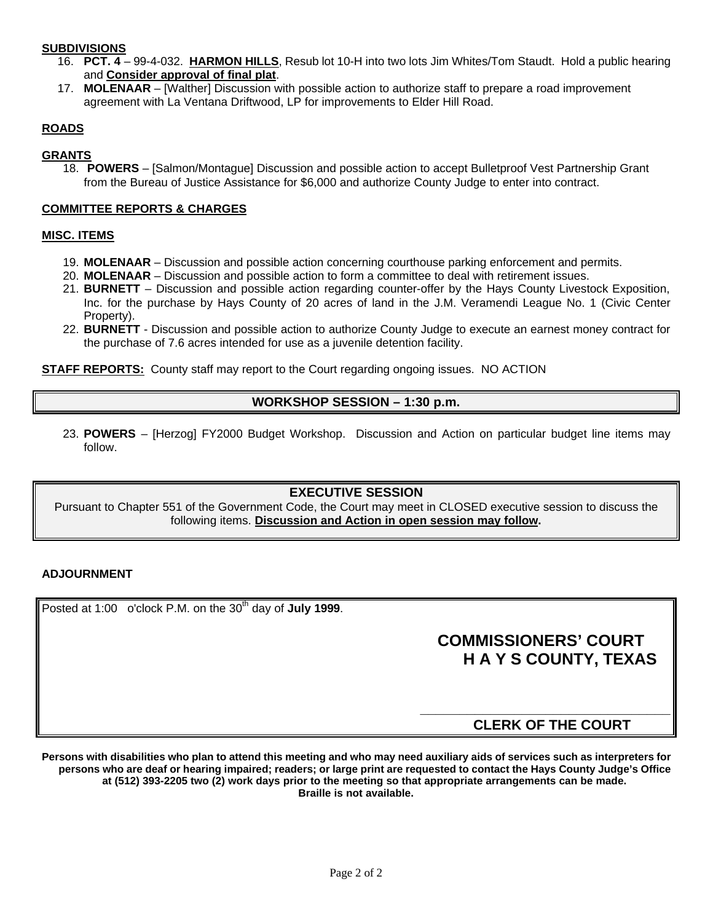**SUBDIVISIONS**

16. **PCT. 4** – 99-4-032. **HARMON HILLS**, Resub lot 10-H into two lots Jim Whites/Tom Staudt. Hold a public hearing and **Consider approval of final plat**.
17. **MOLENAAR** – [Walther] Discussion with possible action to authorize staff to prepare a road improvement agreement with La Ventana Driftwood, LP for improvements to Elder Hill Road.

**ROADS**

**GRANTS**

18. **POWERS** – [Salmon/Montague] Discussion and possible action to accept Bulletproof Vest Partnership Grant from the Bureau of Justice Assistance for $6,000 and authorize County Judge to enter into contract.

**COMMITTEE REPORTS & CHARGES**

**MISC. ITEMS**

19. **MOLENAAR** – Discussion and possible action concerning courthouse parking enforcement and permits.
20. **MOLENAAR** – Discussion and possible action to form a committee to deal with retirement issues.
21. **BURNETT** – Discussion and possible action regarding counter-offer by the Hays County Livestock Exposition, Inc. for the purchase by Hays County of 20 acres of land in the J.M. Veramendi League No. 1 (Civic Center Property).
22. **BURNETT** - Discussion and possible action to authorize County Judge to execute an earnest money contract for the purchase of 7.6 acres intended for use as a juvenile detention facility.

**STAFF REPORTS:** County staff may report to the Court regarding ongoing issues. NO ACTION

## WORKSHOP SESSION – 1:30 p.m.

23. **POWERS** – [Herzog] FY2000 Budget Workshop. Discussion and Action on particular budget line items may follow.

## EXECUTIVE SESSION

Pursuant to Chapter 551 of the Government Code, the Court may meet in CLOSED executive session to discuss the following items. **Discussion and Action in open session may follow.**

**ADJOURNMENT**

Posted at 1:00 o'clock P.M. on the 30th day of **July 1999**.

**COMMISSIONERS' COURT**
**H A Y S COUNTY, TEXAS**

______________________________

**CLERK OF THE COURT**

**Persons with disabilities who plan to attend this meeting and who may need auxiliary aids of services such as interpreters for persons who are deaf or hearing impaired; readers; or large print are requested to contact the Hays County Judge's Office at (512) 393-2205 two (2) work days prior to the meeting so that appropriate arrangements can be made. Braille is not available.**